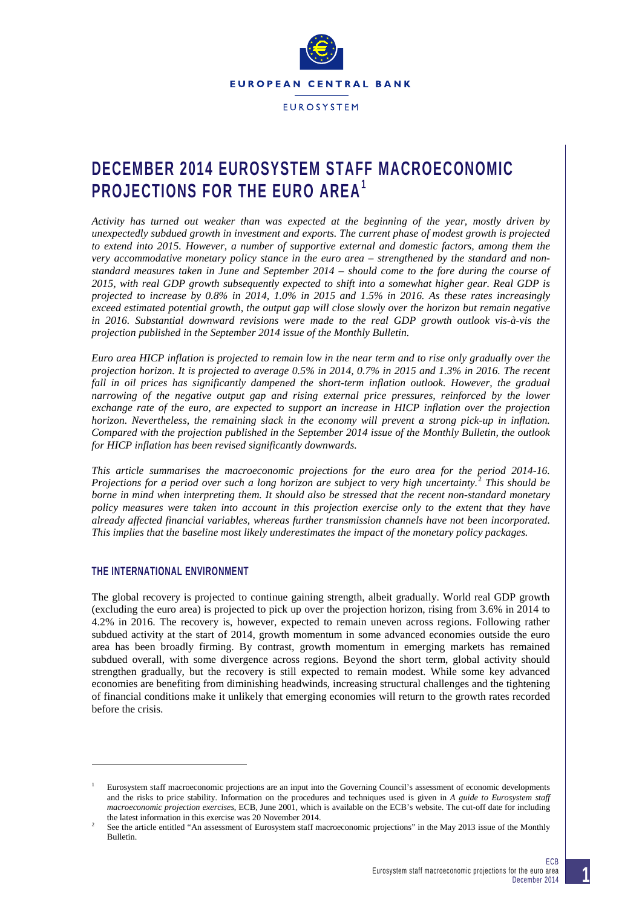EUROPEAN CENTRAL BANK

EUROSYSTEM

# DECEMBER 2014 EUROSYSTEM STAFF MACROECONOMIC PROJECTIONS FOR THE EURO AREA[1]

*Activity has turned out weaker than was expected at the beginning of the year, mostly driven by unexpectedly subdued growth in investment and exports. The current phase of modest growth is projected to extend into 2015. However, a number of supportive external and domestic factors, among them the very accommodative monetary policy stance in the euro area – strengthened by the standard and non-standard measures taken in June and September 2014 – should come to the fore during the course of 2015, with real GDP growth subsequently expected to shift into a somewhat higher gear. Real GDP is projected to increase by 0.8% in 2014, 1.0% in 2015 and 1.5% in 2016. As these rates increasingly exceed estimated potential growth, the output gap will close slowly over the horizon but remain negative in 2016. Substantial downward revisions were made to the real GDP growth outlook vis-à-vis the projection published in the September 2014 issue of the Monthly Bulletin.*

*Euro area HICP inflation is projected to remain low in the near term and to rise only gradually over the projection horizon. It is projected to average 0.5% in 2014, 0.7% in 2015 and 1.3% in 2016. The recent fall in oil prices has significantly dampened the short-term inflation outlook. However, the gradual narrowing of the negative output gap and rising external price pressures, reinforced by the lower exchange rate of the euro, are expected to support an increase in HICP inflation over the projection horizon. Nevertheless, the remaining slack in the economy will prevent a strong pick-up in inflation. Compared with the projection published in the September 2014 issue of the Monthly Bulletin, the outlook for HICP inflation has been revised significantly downwards.*

*This article summarises the macroeconomic projections for the euro area for the period 2014-16. Projections for a period over such a long horizon are subject to very high uncertainty.[2] This should be borne in mind when interpreting them. It should also be stressed that the recent non-standard monetary policy measures were taken into account in this projection exercise only to the extent that they have already affected financial variables, whereas further transmission channels have not been incorporated. This implies that the baseline most likely underestimates the impact of the monetary policy packages.*

## THE INTERNATIONAL ENVIRONMENT

The global recovery is projected to continue gaining strength, albeit gradually. World real GDP growth (excluding the euro area) is projected to pick up over the projection horizon, rising from 3.6% in 2014 to 4.2% in 2016. The recovery is, however, expected to remain uneven across regions. Following rather subdued activity at the start of 2014, growth momentum in some advanced economies outside the euro area has been broadly firming. By contrast, growth momentum in emerging markets has remained subdued overall, with some divergence across regions. Beyond the short term, global activity should strengthen gradually, but the recovery is still expected to remain modest. While some key advanced economies are benefiting from diminishing headwinds, increasing structural challenges and the tightening of financial conditions make it unlikely that emerging economies will return to the growth rates recorded before the crisis.

---

[1] Eurosystem staff macroeconomic projections are an input into the Governing Council's assessment of economic developments and the risks to price stability. Information on the procedures and techniques used is given in *A guide to Eurosystem staff macroeconomic projection exercises*, ECB, June 2001, which is available on the ECB's website. The cut-off date for including the latest information in this exercise was 20 November 2014.

[2] See the article entitled "An assessment of Eurosystem staff macroeconomic projections" in the May 2013 issue of the Monthly Bulletin.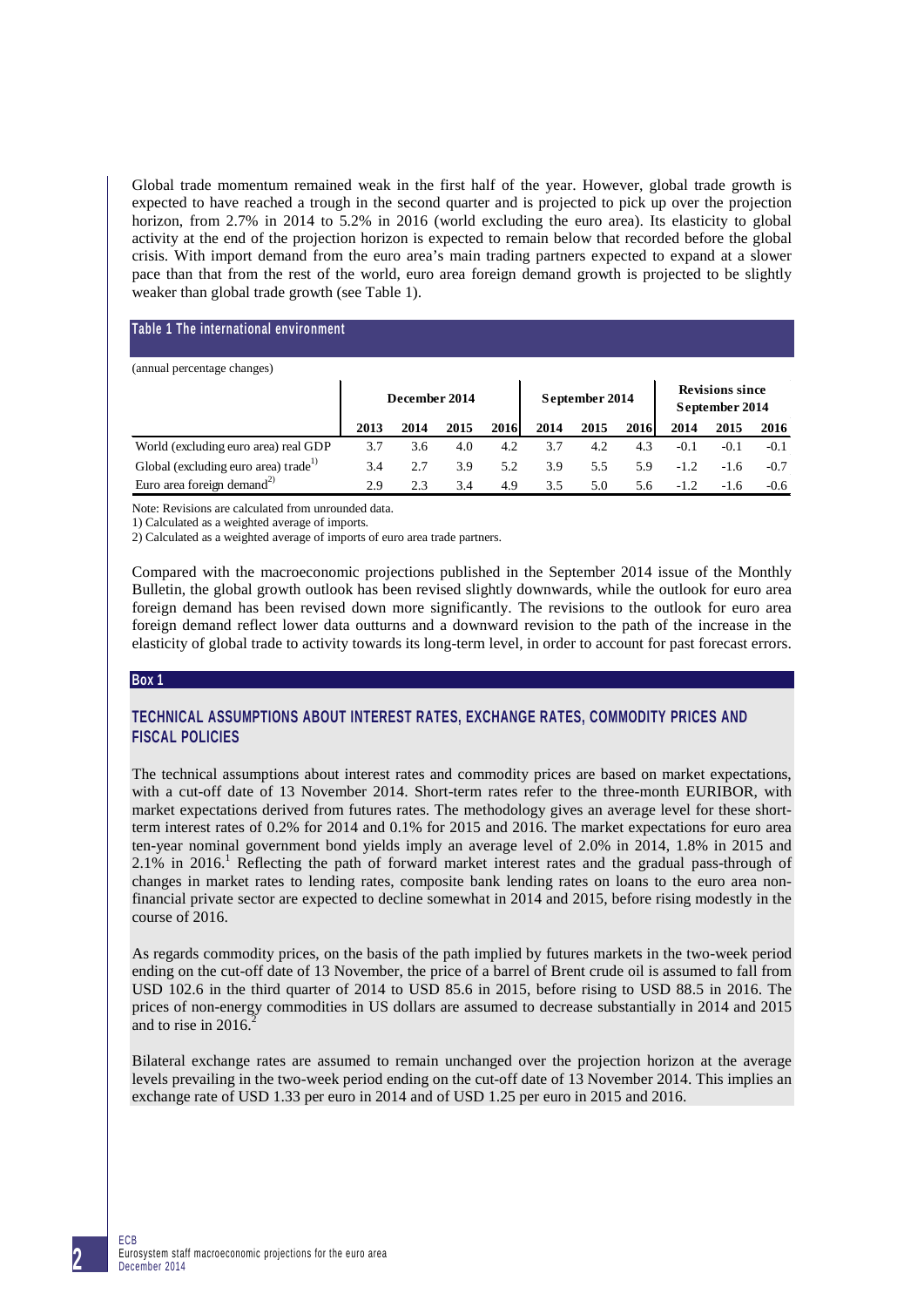Global trade momentum remained weak in the first half of the year. However, global trade growth is expected to have reached a trough in the second quarter and is projected to pick up over the projection horizon, from 2.7% in 2014 to 5.2% in 2016 (world excluding the euro area). Its elasticity to global activity at the end of the projection horizon is expected to remain below that recorded before the global crisis. With import demand from the euro area's main trading partners expected to expand at a slower pace than that from the rest of the world, euro area foreign demand growth is projected to be slightly weaker than global trade growth (see Table 1).

**Table 1 The international environment**

(annual percentage changes)

| | December 2014 | | | | September 2014 | | | Revisions since September 2014 | | |
|---|---|---|---|---|---|---|---|---|---|---|
| | 2013 | 2014 | 2015 | 2016 | 2014 | 2015 | 2016 | 2014 | 2015 | 2016 |
| World (excluding euro area) real GDP | 3.7 | 3.6 | 4.0 | 4.2 | 3.7 | 4.2 | 4.3 | -0.1 | -0.1 | -0.1 |
| Global (excluding euro area) trade[1)] | 3.4 | 2.7 | 3.9 | 5.2 | 3.9 | 5.5 | 5.9 | -1.2 | -1.6 | -0.7 |
| Euro area foreign demand[2)] | 2.9 | 2.3 | 3.4 | 4.9 | 3.5 | 5.0 | 5.6 | -1.2 | -1.6 | -0.6 |

Note: Revisions are calculated from unrounded data.

1) Calculated as a weighted average of imports.

2) Calculated as a weighted average of imports of euro area trade partners.

Compared with the macroeconomic projections published in the September 2014 issue of the Monthly Bulletin, the global growth outlook has been revised slightly downwards, while the outlook for euro area foreign demand has been revised down more significantly. The revisions to the outlook for euro area foreign demand reflect lower data outturns and a downward revision to the path of the increase in the elasticity of global trade to activity towards its long-term level, in order to account for past forecast errors.

**Box 1**

## TECHNICAL ASSUMPTIONS ABOUT INTEREST RATES, EXCHANGE RATES, COMMODITY PRICES AND FISCAL POLICIES

The technical assumptions about interest rates and commodity prices are based on market expectations, with a cut-off date of 13 November 2014. Short-term rates refer to the three-month EURIBOR, with market expectations derived from futures rates. The methodology gives an average level for these short-term interest rates of 0.2% for 2014 and 0.1% for 2015 and 2016. The market expectations for euro area ten-year nominal government bond yields imply an average level of 2.0% in 2014, 1.8% in 2015 and 2.1% in 2016.[1] Reflecting the path of forward market interest rates and the gradual pass-through of changes in market rates to lending rates, composite bank lending rates on loans to the euro area non-financial private sector are expected to decline somewhat in 2014 and 2015, before rising modestly in the course of 2016.

As regards commodity prices, on the basis of the path implied by futures markets in the two-week period ending on the cut-off date of 13 November, the price of a barrel of Brent crude oil is assumed to fall from USD 102.6 in the third quarter of 2014 to USD 85.6 in 2015, before rising to USD 88.5 in 2016. The prices of non-energy commodities in US dollars are assumed to decrease substantially in 2014 and 2015 and to rise in 2016.[2]

Bilateral exchange rates are assumed to remain unchanged over the projection horizon at the average levels prevailing in the two-week period ending on the cut-off date of 13 November 2014. This implies an exchange rate of USD 1.33 per euro in 2014 and of USD 1.25 per euro in 2015 and 2016.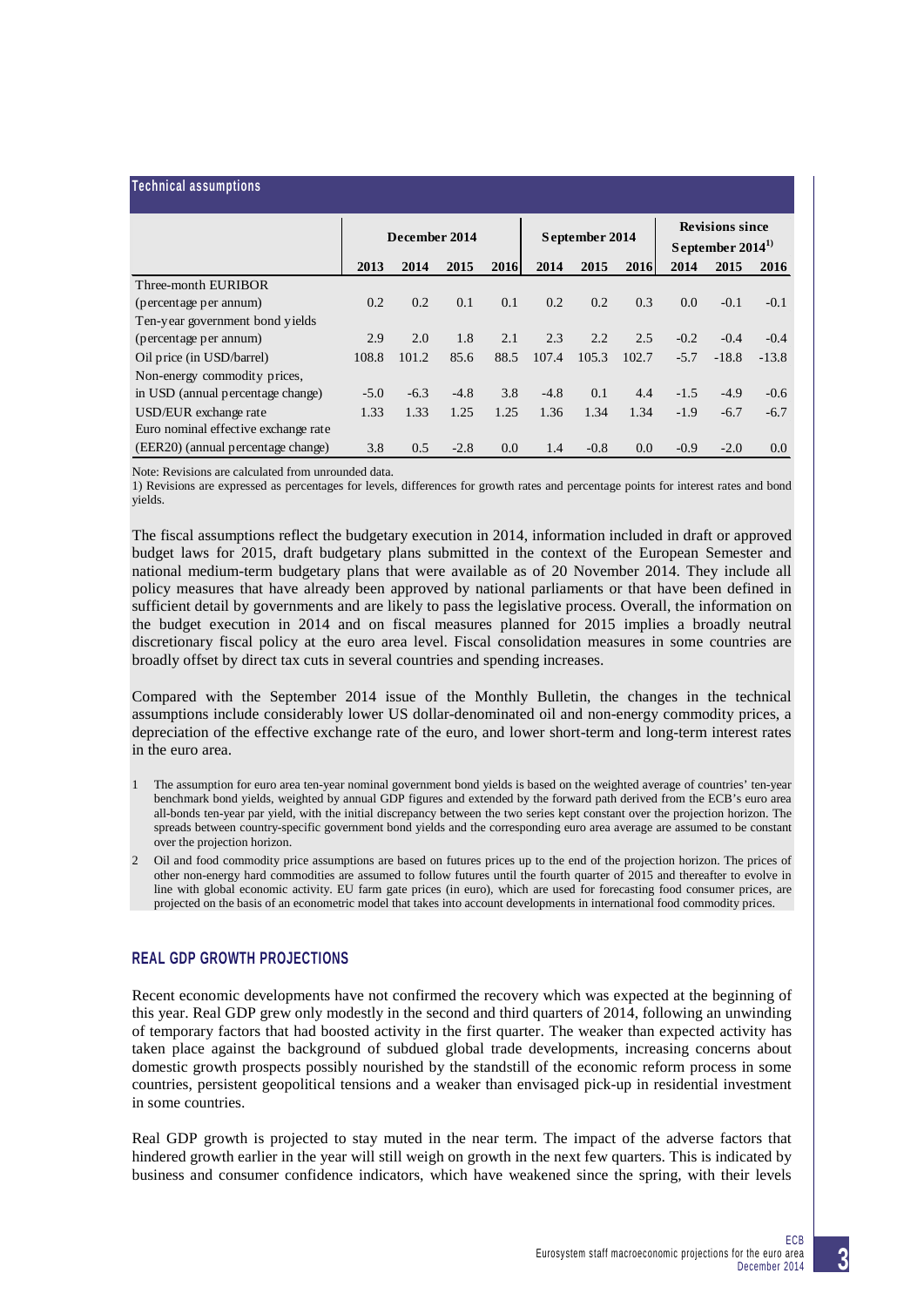**Technical assumptions**

| | December 2014 | | | | September 2014 | | | Revisions since September 2014[1] | | |
|---|---|---|---|---|---|---|---|---|---|---|
| | 2013 | 2014 | 2015 | 2016 | 2014 | 2015 | 2016 | 2014 | 2015 | 2016 |
| Three-month EURIBOR (percentage per annum) | 0.2 | 0.2 | 0.1 | 0.1 | 0.2 | 0.2 | 0.3 | 0.0 | -0.1 | -0.1 |
| Ten-year government bond yields (percentage per annum) | 2.9 | 2.0 | 1.8 | 2.1 | 2.3 | 2.2 | 2.5 | -0.2 | -0.4 | -0.4 |
| Oil price (in USD/barrel) | 108.8 | 101.2 | 85.6 | 88.5 | 107.4 | 105.3 | 102.7 | -5.7 | -18.8 | -13.8 |
| Non-energy commodity prices, in USD (annual percentage change) | -5.0 | -6.3 | -4.8 | 3.8 | -4.8 | 0.1 | 4.4 | -1.5 | -4.9 | -0.6 |
| USD/EUR exchange rate | 1.33 | 1.33 | 1.25 | 1.25 | 1.36 | 1.34 | 1.34 | -1.9 | -6.7 | -6.7 |
| Euro nominal effective exchange rate (EER20) (annual percentage change) | 3.8 | 0.5 | -2.8 | 0.0 | 1.4 | -0.8 | 0.0 | -0.9 | -2.0 | 0.0 |

Note: Revisions are calculated from unrounded data.
1) Revisions are expressed as percentages for levels, differences for growth rates and percentage points for interest rates and bond yields.

The fiscal assumptions reflect the budgetary execution in 2014, information included in draft or approved budget laws for 2015, draft budgetary plans submitted in the context of the European Semester and national medium-term budgetary plans that were available as of 20 November 2014. They include all policy measures that have already been approved by national parliaments or that have been defined in sufficient detail by governments and are likely to pass the legislative process. Overall, the information on the budget execution in 2014 and on fiscal measures planned for 2015 implies a broadly neutral discretionary fiscal policy at the euro area level. Fiscal consolidation measures in some countries are broadly offset by direct tax cuts in several countries and spending increases.

Compared with the September 2014 issue of the Monthly Bulletin, the changes in the technical assumptions include considerably lower US dollar-denominated oil and non-energy commodity prices, a depreciation of the effective exchange rate of the euro, and lower short-term and long-term interest rates in the euro area.

1 The assumption for euro area ten-year nominal government bond yields is based on the weighted average of countries' ten-year benchmark bond yields, weighted by annual GDP figures and extended by the forward path derived from the ECB's euro area all-bonds ten-year par yield, with the initial discrepancy between the two series kept constant over the projection horizon. The spreads between country-specific government bond yields and the corresponding euro area average are assumed to be constant over the projection horizon.

2 Oil and food commodity price assumptions are based on futures prices up to the end of the projection horizon. The prices of other non-energy hard commodities are assumed to follow futures until the fourth quarter of 2015 and thereafter to evolve in line with global economic activity. EU farm gate prices (in euro), which are used for forecasting food consumer prices, are projected on the basis of an econometric model that takes into account developments in international food commodity prices.

## REAL GDP GROWTH PROJECTIONS

Recent economic developments have not confirmed the recovery which was expected at the beginning of this year. Real GDP grew only modestly in the second and third quarters of 2014, following an unwinding of temporary factors that had boosted activity in the first quarter. The weaker than expected activity has taken place against the background of subdued global trade developments, increasing concerns about domestic growth prospects possibly nourished by the standstill of the economic reform process in some countries, persistent geopolitical tensions and a weaker than envisaged pick-up in residential investment in some countries.

Real GDP growth is projected to stay muted in the near term. The impact of the adverse factors that hindered growth earlier in the year will still weigh on growth in the next few quarters. This is indicated by business and consumer confidence indicators, which have weakened since the spring, with their levels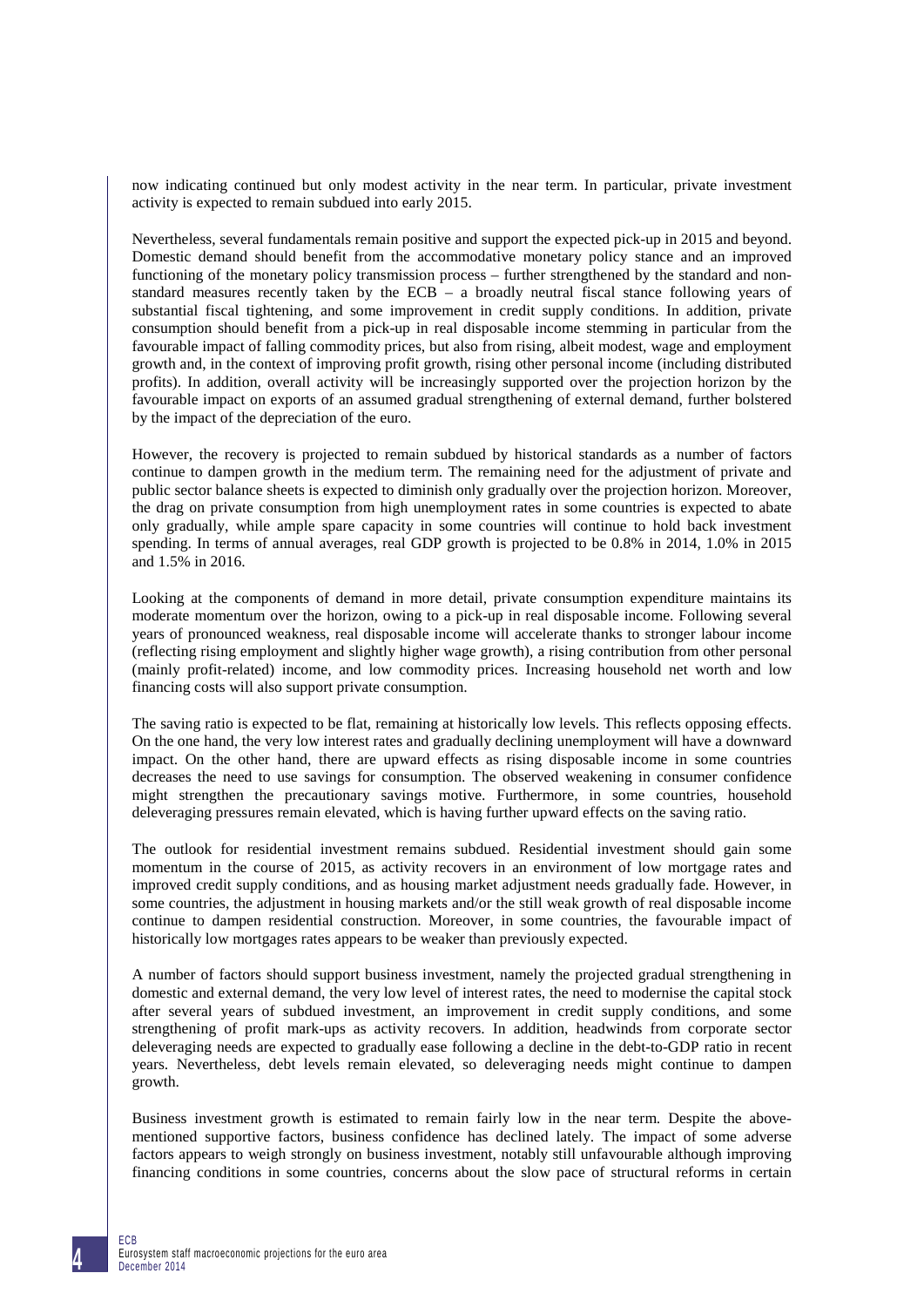now indicating continued but only modest activity in the near term. In particular, private investment activity is expected to remain subdued into early 2015.

Nevertheless, several fundamentals remain positive and support the expected pick-up in 2015 and beyond. Domestic demand should benefit from the accommodative monetary policy stance and an improved functioning of the monetary policy transmission process – further strengthened by the standard and non-standard measures recently taken by the ECB – a broadly neutral fiscal stance following years of substantial fiscal tightening, and some improvement in credit supply conditions. In addition, private consumption should benefit from a pick-up in real disposable income stemming in particular from the favourable impact of falling commodity prices, but also from rising, albeit modest, wage and employment growth and, in the context of improving profit growth, rising other personal income (including distributed profits). In addition, overall activity will be increasingly supported over the projection horizon by the favourable impact on exports of an assumed gradual strengthening of external demand, further bolstered by the impact of the depreciation of the euro.

However, the recovery is projected to remain subdued by historical standards as a number of factors continue to dampen growth in the medium term. The remaining need for the adjustment of private and public sector balance sheets is expected to diminish only gradually over the projection horizon. Moreover, the drag on private consumption from high unemployment rates in some countries is expected to abate only gradually, while ample spare capacity in some countries will continue to hold back investment spending. In terms of annual averages, real GDP growth is projected to be 0.8% in 2014, 1.0% in 2015 and 1.5% in 2016.

Looking at the components of demand in more detail, private consumption expenditure maintains its moderate momentum over the horizon, owing to a pick-up in real disposable income. Following several years of pronounced weakness, real disposable income will accelerate thanks to stronger labour income (reflecting rising employment and slightly higher wage growth), a rising contribution from other personal (mainly profit-related) income, and low commodity prices. Increasing household net worth and low financing costs will also support private consumption.

The saving ratio is expected to be flat, remaining at historically low levels. This reflects opposing effects. On the one hand, the very low interest rates and gradually declining unemployment will have a downward impact. On the other hand, there are upward effects as rising disposable income in some countries decreases the need to use savings for consumption. The observed weakening in consumer confidence might strengthen the precautionary savings motive. Furthermore, in some countries, household deleveraging pressures remain elevated, which is having further upward effects on the saving ratio.

The outlook for residential investment remains subdued. Residential investment should gain some momentum in the course of 2015, as activity recovers in an environment of low mortgage rates and improved credit supply conditions, and as housing market adjustment needs gradually fade. However, in some countries, the adjustment in housing markets and/or the still weak growth of real disposable income continue to dampen residential construction. Moreover, in some countries, the favourable impact of historically low mortgages rates appears to be weaker than previously expected.

A number of factors should support business investment, namely the projected gradual strengthening in domestic and external demand, the very low level of interest rates, the need to modernise the capital stock after several years of subdued investment, an improvement in credit supply conditions, and some strengthening of profit mark-ups as activity recovers. In addition, headwinds from corporate sector deleveraging needs are expected to gradually ease following a decline in the debt-to-GDP ratio in recent years. Nevertheless, debt levels remain elevated, so deleveraging needs might continue to dampen growth.

Business investment growth is estimated to remain fairly low in the near term. Despite the above-mentioned supportive factors, business confidence has declined lately. The impact of some adverse factors appears to weigh strongly on business investment, notably still unfavourable although improving financing conditions in some countries, concerns about the slow pace of structural reforms in certain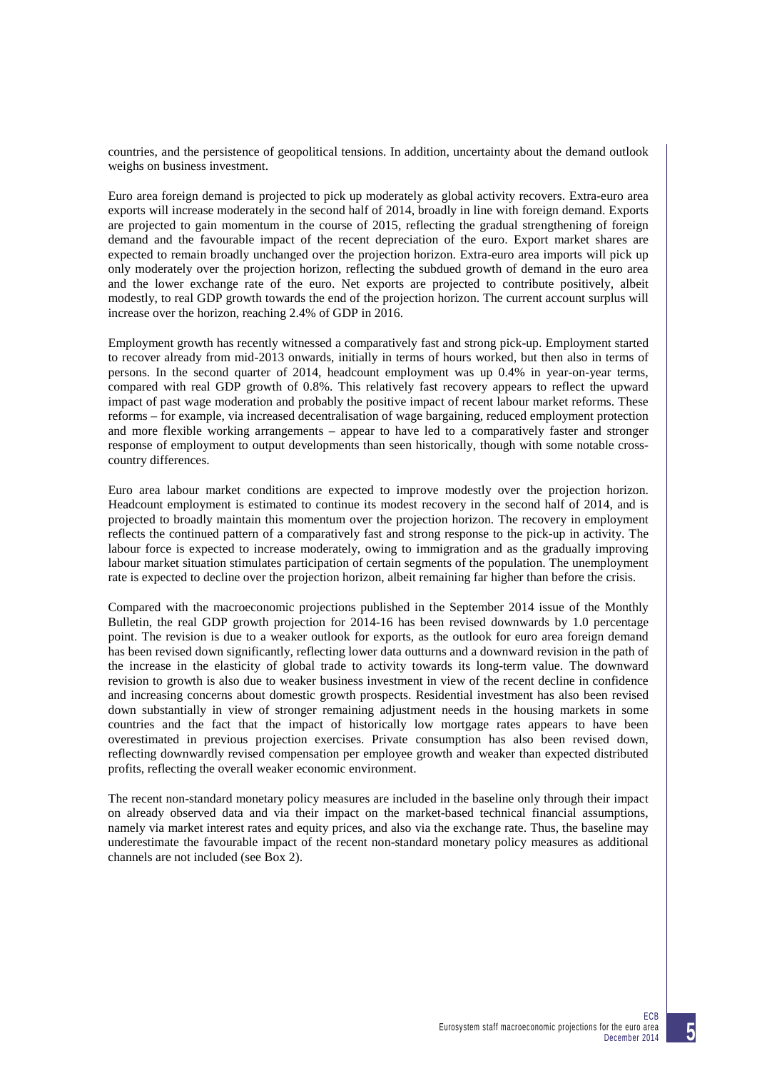countries, and the persistence of geopolitical tensions. In addition, uncertainty about the demand outlook weighs on business investment.

Euro area foreign demand is projected to pick up moderately as global activity recovers. Extra-euro area exports will increase moderately in the second half of 2014, broadly in line with foreign demand. Exports are projected to gain momentum in the course of 2015, reflecting the gradual strengthening of foreign demand and the favourable impact of the recent depreciation of the euro. Export market shares are expected to remain broadly unchanged over the projection horizon. Extra-euro area imports will pick up only moderately over the projection horizon, reflecting the subdued growth of demand in the euro area and the lower exchange rate of the euro. Net exports are projected to contribute positively, albeit modestly, to real GDP growth towards the end of the projection horizon. The current account surplus will increase over the horizon, reaching 2.4% of GDP in 2016.

Employment growth has recently witnessed a comparatively fast and strong pick-up. Employment started to recover already from mid-2013 onwards, initially in terms of hours worked, but then also in terms of persons. In the second quarter of 2014, headcount employment was up 0.4% in year-on-year terms, compared with real GDP growth of 0.8%. This relatively fast recovery appears to reflect the upward impact of past wage moderation and probably the positive impact of recent labour market reforms. These reforms – for example, via increased decentralisation of wage bargaining, reduced employment protection and more flexible working arrangements – appear to have led to a comparatively faster and stronger response of employment to output developments than seen historically, though with some notable cross-country differences.

Euro area labour market conditions are expected to improve modestly over the projection horizon. Headcount employment is estimated to continue its modest recovery in the second half of 2014, and is projected to broadly maintain this momentum over the projection horizon. The recovery in employment reflects the continued pattern of a comparatively fast and strong response to the pick-up in activity. The labour force is expected to increase moderately, owing to immigration and as the gradually improving labour market situation stimulates participation of certain segments of the population. The unemployment rate is expected to decline over the projection horizon, albeit remaining far higher than before the crisis.

Compared with the macroeconomic projections published in the September 2014 issue of the Monthly Bulletin, the real GDP growth projection for 2014-16 has been revised downwards by 1.0 percentage point. The revision is due to a weaker outlook for exports, as the outlook for euro area foreign demand has been revised down significantly, reflecting lower data outturns and a downward revision in the path of the increase in the elasticity of global trade to activity towards its long-term value. The downward revision to growth is also due to weaker business investment in view of the recent decline in confidence and increasing concerns about domestic growth prospects. Residential investment has also been revised down substantially in view of stronger remaining adjustment needs in the housing markets in some countries and the fact that the impact of historically low mortgage rates appears to have been overestimated in previous projection exercises. Private consumption has also been revised down, reflecting downwardly revised compensation per employee growth and weaker than expected distributed profits, reflecting the overall weaker economic environment.

The recent non-standard monetary policy measures are included in the baseline only through their impact on already observed data and via their impact on the market-based technical financial assumptions, namely via market interest rates and equity prices, and also via the exchange rate. Thus, the baseline may underestimate the favourable impact of the recent non-standard monetary policy measures as additional channels are not included (see Box 2).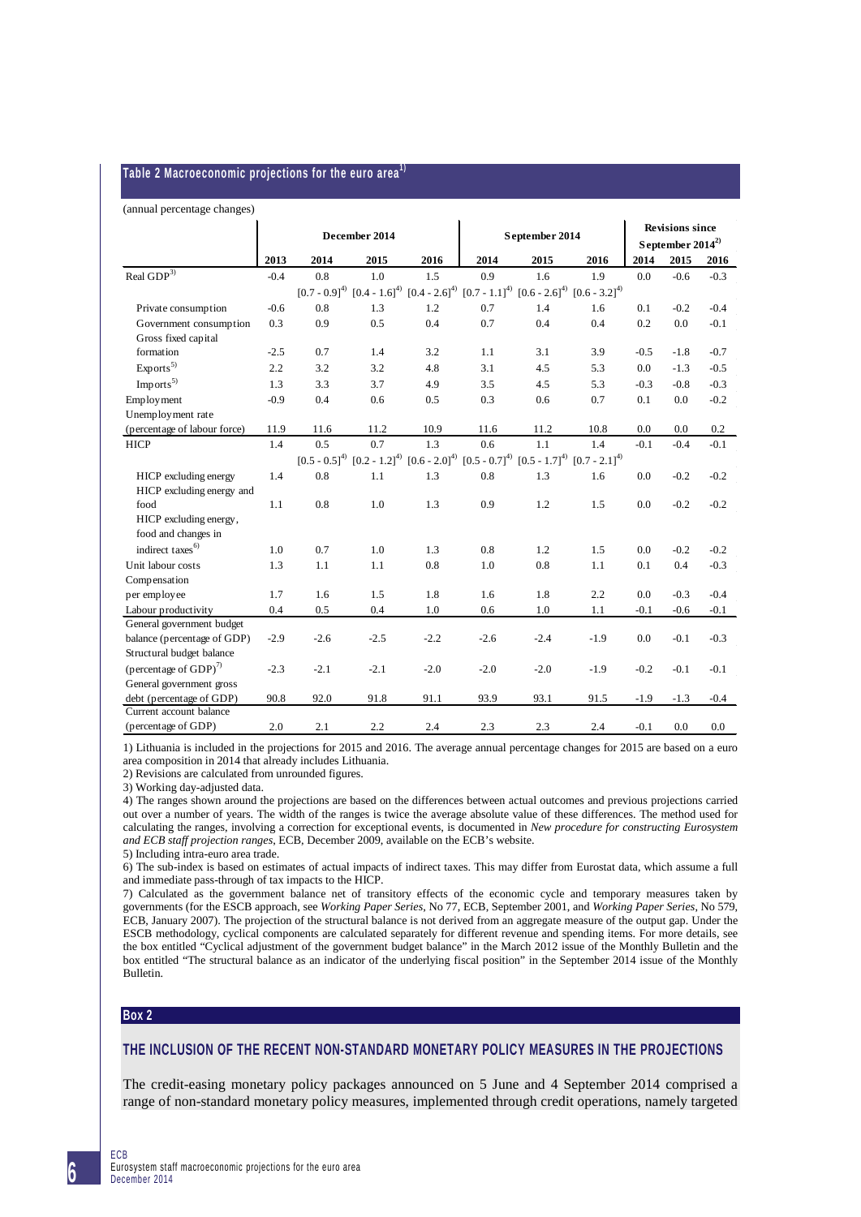## Table 2 Macroeconomic projections for the euro area[1)]

(annual percentage changes)

| | December 2014 | | | | September 2014 | | | Revisions since September 2014[2)] | | |
|---|---|---|---|---|---|---|---|---|---|---|
| | 2013 | 2014 | 2015 | 2016 | 2014 | 2015 | 2016 | 2014 | 2015 | 2016 |
| Real GDP[3)] | -0.4 | 0.8 | 1.0 | 1.5 | 0.9 | 1.6 | 1.9 | 0.0 | -0.6 | -0.3 |
| | | [0.7 - 0.9][4)] | [0.4 - 1.6][4)] | [0.4 - 2.6][4)] | [0.7 - 1.1][4)] | [0.6 - 2.6][4)] | [0.6 - 3.2][4)] | | | |
| Private consumption | -0.6 | 0.8 | 1.3 | 1.2 | 0.7 | 1.4 | 1.6 | 0.1 | -0.2 | -0.4 |
| Government consumption | 0.3 | 0.9 | 0.5 | 0.4 | 0.7 | 0.4 | 0.4 | 0.2 | 0.0 | -0.1 |
| Gross fixed capital formation | -2.5 | 0.7 | 1.4 | 3.2 | 1.1 | 3.1 | 3.9 | -0.5 | -1.8 | -0.7 |
| Exports[5)] | 2.2 | 3.2 | 3.2 | 4.8 | 3.1 | 4.5 | 5.3 | 0.0 | -1.3 | -0.5 |
| Imports[5)] | 1.3 | 3.3 | 3.7 | 4.9 | 3.5 | 4.5 | 5.3 | -0.3 | -0.8 | -0.3 |
| Employment | -0.9 | 0.4 | 0.6 | 0.5 | 0.3 | 0.6 | 0.7 | 0.1 | 0.0 | -0.2 |
| Unemployment rate (percentage of labour force) | 11.9 | 11.6 | 11.2 | 10.9 | 11.6 | 11.2 | 10.8 | 0.0 | 0.0 | 0.2 |
| HICP | 1.4 | 0.5 | 0.7 | 1.3 | 0.6 | 1.1 | 1.4 | -0.1 | -0.4 | -0.1 |
| | | [0.5 - 0.5][4)] | [0.2 - 1.2][4)] | [0.6 - 2.0][4)] | [0.5 - 0.7][4)] | [0.5 - 1.7][4)] | [0.7 - 2.1][4)] | | | |
| HICP excluding energy | 1.4 | 0.8 | 1.1 | 1.3 | 0.8 | 1.3 | 1.6 | 0.0 | -0.2 | -0.2 |
| HICP excluding energy and food | 1.1 | 0.8 | 1.0 | 1.3 | 0.9 | 1.2 | 1.5 | 0.0 | -0.2 | -0.2 |
| HICP excluding energy, food and changes in indirect taxes[6)] | 1.0 | 0.7 | 1.0 | 1.3 | 0.8 | 1.2 | 1.5 | 0.0 | -0.2 | -0.2 |
| Unit labour costs | 1.3 | 1.1 | 1.1 | 0.8 | 1.0 | 0.8 | 1.1 | 0.1 | 0.4 | -0.3 |
| Compensation per employee | 1.7 | 1.6 | 1.5 | 1.8 | 1.6 | 1.8 | 2.2 | 0.0 | -0.3 | -0.4 |
| Labour productivity | 0.4 | 0.5 | 0.4 | 1.0 | 0.6 | 1.0 | 1.1 | -0.1 | -0.6 | -0.1 |
| General government budget balance (percentage of GDP) | -2.9 | -2.6 | -2.5 | -2.2 | -2.6 | -2.4 | -1.9 | 0.0 | -0.1 | -0.3 |
| Structural budget balance (percentage of GDP)[7)] | -2.3 | -2.1 | -2.1 | -2.0 | -2.0 | -2.0 | -1.9 | -0.2 | -0.1 | -0.1 |
| General government gross debt (percentage of GDP) | 90.8 | 92.0 | 91.8 | 91.1 | 93.9 | 93.1 | 91.5 | -1.9 | -1.3 | -0.4 |
| Current account balance (percentage of GDP) | 2.0 | 2.1 | 2.2 | 2.4 | 2.3 | 2.3 | 2.4 | -0.1 | 0.0 | 0.0 |

1) Lithuania is included in the projections for 2015 and 2016. The average annual percentage changes for 2015 are based on a euro area composition in 2014 that already includes Lithuania.
2) Revisions are calculated from unrounded figures.
3) Working day-adjusted data.
4) The ranges shown around the projections are based on the differences between actual outcomes and previous projections carried out over a number of years. The width of the ranges is twice the average absolute value of these differences. The method used for calculating the ranges, involving a correction for exceptional events, is documented in *New procedure for constructing Eurosystem and ECB staff projection ranges*, ECB, December 2009, available on the ECB's website.
5) Including intra-euro area trade.
6) The sub-index is based on estimates of actual impacts of indirect taxes. This may differ from Eurostat data, which assume a full and immediate pass-through of tax impacts to the HICP.
7) Calculated as the government balance net of transitory effects of the economic cycle and temporary measures taken by governments (for the ESCB approach, see *Working Paper Series*, No 77, ECB, September 2001, and *Working Paper Series*, No 579, ECB, January 2007). The projection of the structural balance is not derived from an aggregate measure of the output gap. Under the ESCB methodology, cyclical components are calculated separately for different revenue and spending items. For more details, see the box entitled "Cyclical adjustment of the government budget balance" in the March 2012 issue of the Monthly Bulletin and the box entitled "The structural balance as an indicator of the underlying fiscal position" in the September 2014 issue of the Monthly Bulletin.

## Box 2

### THE INCLUSION OF THE RECENT NON-STANDARD MONETARY POLICY MEASURES IN THE PROJECTIONS

The credit-easing monetary policy packages announced on 5 June and 4 September 2014 comprised a range of non-standard monetary policy measures, implemented through credit operations, namely targeted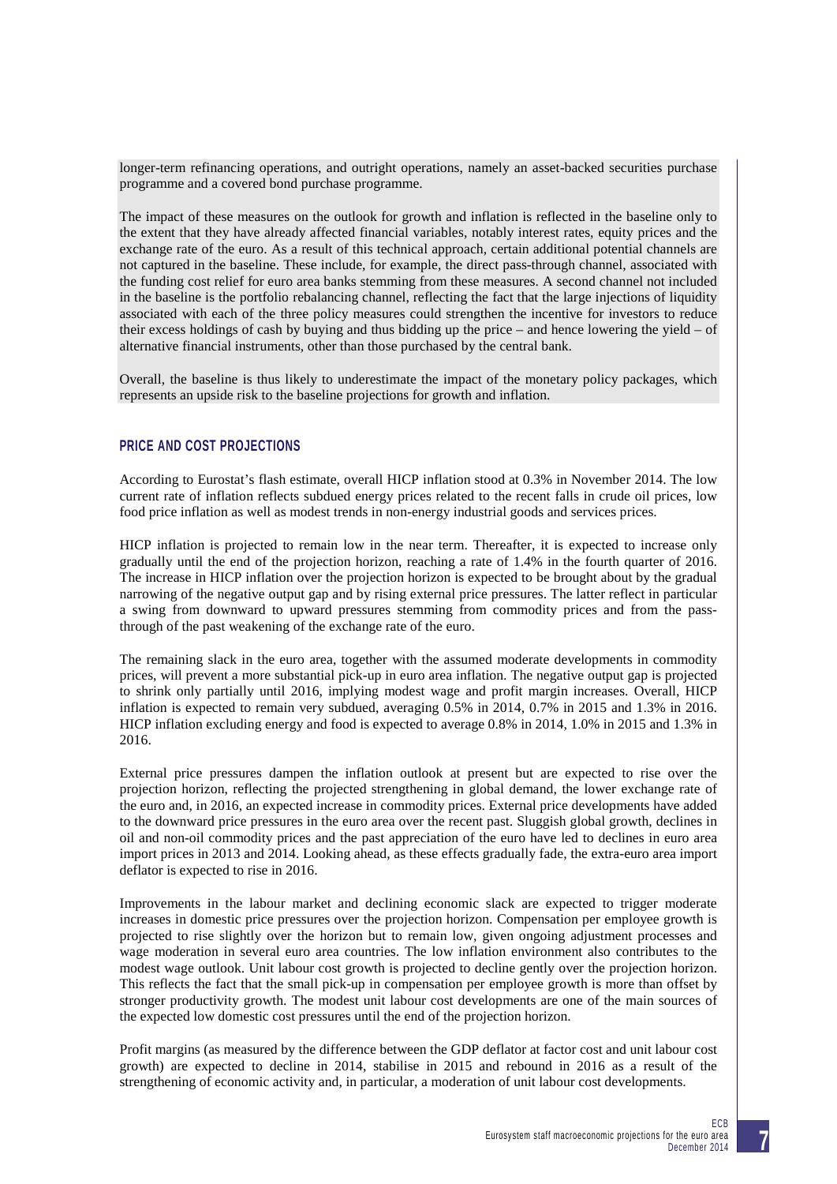longer-term refinancing operations, and outright operations, namely an asset-backed securities purchase programme and a covered bond purchase programme.

The impact of these measures on the outlook for growth and inflation is reflected in the baseline only to the extent that they have already affected financial variables, notably interest rates, equity prices and the exchange rate of the euro. As a result of this technical approach, certain additional potential channels are not captured in the baseline. These include, for example, the direct pass-through channel, associated with the funding cost relief for euro area banks stemming from these measures. A second channel not included in the baseline is the portfolio rebalancing channel, reflecting the fact that the large injections of liquidity associated with each of the three policy measures could strengthen the incentive for investors to reduce their excess holdings of cash by buying and thus bidding up the price – and hence lowering the yield – of alternative financial instruments, other than those purchased by the central bank.

Overall, the baseline is thus likely to underestimate the impact of the monetary policy packages, which represents an upside risk to the baseline projections for growth and inflation.

## PRICE AND COST PROJECTIONS

According to Eurostat's flash estimate, overall HICP inflation stood at 0.3% in November 2014. The low current rate of inflation reflects subdued energy prices related to the recent falls in crude oil prices, low food price inflation as well as modest trends in non-energy industrial goods and services prices.

HICP inflation is projected to remain low in the near term. Thereafter, it is expected to increase only gradually until the end of the projection horizon, reaching a rate of 1.4% in the fourth quarter of 2016. The increase in HICP inflation over the projection horizon is expected to be brought about by the gradual narrowing of the negative output gap and by rising external price pressures. The latter reflect in particular a swing from downward to upward pressures stemming from commodity prices and from the pass-through of the past weakening of the exchange rate of the euro.

The remaining slack in the euro area, together with the assumed moderate developments in commodity prices, will prevent a more substantial pick-up in euro area inflation. The negative output gap is projected to shrink only partially until 2016, implying modest wage and profit margin increases. Overall, HICP inflation is expected to remain very subdued, averaging 0.5% in 2014, 0.7% in 2015 and 1.3% in 2016. HICP inflation excluding energy and food is expected to average 0.8% in 2014, 1.0% in 2015 and 1.3% in 2016.

External price pressures dampen the inflation outlook at present but are expected to rise over the projection horizon, reflecting the projected strengthening in global demand, the lower exchange rate of the euro and, in 2016, an expected increase in commodity prices. External price developments have added to the downward price pressures in the euro area over the recent past. Sluggish global growth, declines in oil and non-oil commodity prices and the past appreciation of the euro have led to declines in euro area import prices in 2013 and 2014. Looking ahead, as these effects gradually fade, the extra-euro area import deflator is expected to rise in 2016.

Improvements in the labour market and declining economic slack are expected to trigger moderate increases in domestic price pressures over the projection horizon. Compensation per employee growth is projected to rise slightly over the horizon but to remain low, given ongoing adjustment processes and wage moderation in several euro area countries. The low inflation environment also contributes to the modest wage outlook. Unit labour cost growth is projected to decline gently over the projection horizon. This reflects the fact that the small pick-up in compensation per employee growth is more than offset by stronger productivity growth. The modest unit labour cost developments are one of the main sources of the expected low domestic cost pressures until the end of the projection horizon.

Profit margins (as measured by the difference between the GDP deflator at factor cost and unit labour cost growth) are expected to decline in 2014, stabilise in 2015 and rebound in 2016 as a result of the strengthening of economic activity and, in particular, a moderation of unit labour cost developments.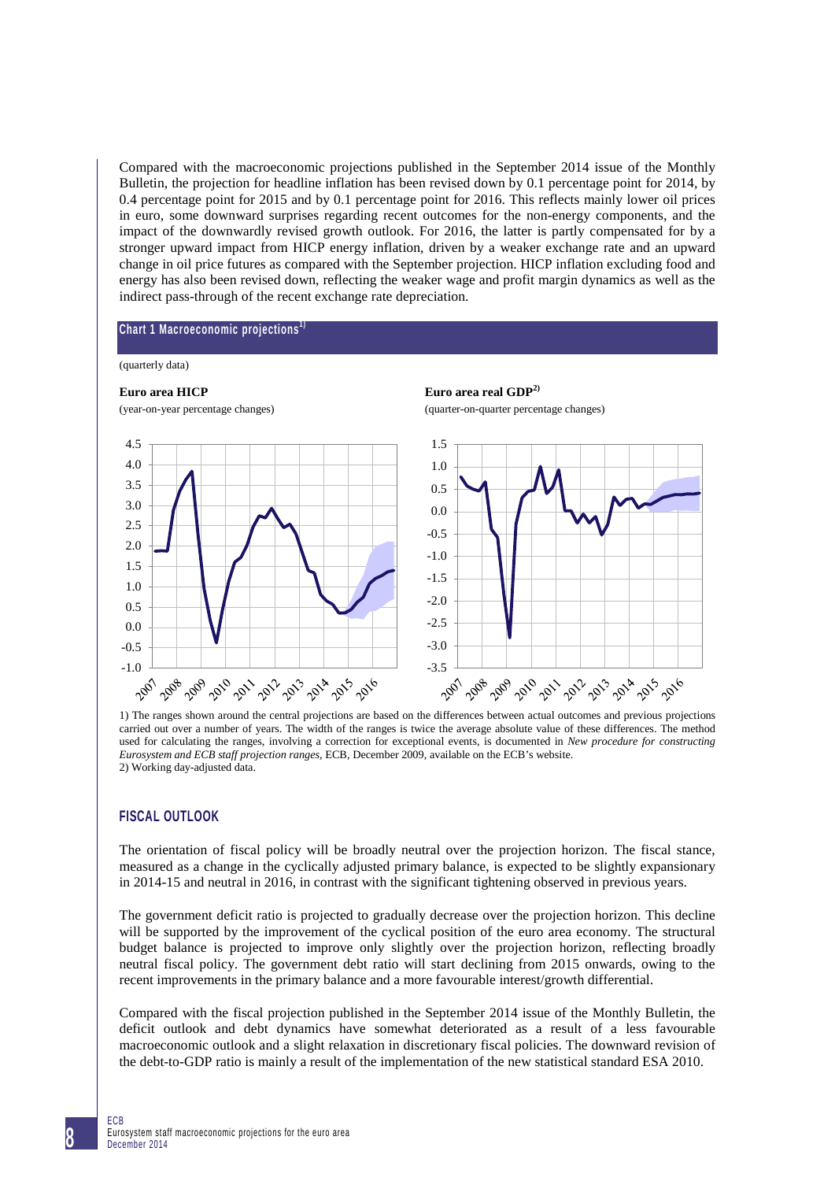Compared with the macroeconomic projections published in the September 2014 issue of the Monthly Bulletin, the projection for headline inflation has been revised down by 0.1 percentage point for 2014, by 0.4 percentage point for 2015 and by 0.1 percentage point for 2016. This reflects mainly lower oil prices in euro, some downward surprises regarding recent outcomes for the non-energy components, and the impact of the downwardly revised growth outlook. For 2016, the latter is partly compensated for by a stronger upward impact from HICP energy inflation, driven by a weaker exchange rate and an upward change in oil price futures as compared with the September projection. HICP inflation excluding food and energy has also been revised down, reflecting the weaker wage and profit margin dynamics as well as the indirect pass-through of the recent exchange rate depreciation.

**Chart 1 Macroeconomic projections**[1)]

(quarterly data)

**Euro area HICP**

(year-on-year percentage changes)

**Euro area real GDP**[2)]

(quarter-on-quarter percentage changes)

1) The ranges shown around the central projections are based on the differences between actual outcomes and previous projections carried out over a number of years. The width of the ranges is twice the average absolute value of these differences. The method used for calculating the ranges, involving a correction for exceptional events, is documented in *New procedure for constructing Eurosystem and ECB staff projection ranges*, ECB, December 2009, available on the ECB's website.
2) Working day-adjusted data.

## FISCAL OUTLOOK

The orientation of fiscal policy will be broadly neutral over the projection horizon. The fiscal stance, measured as a change in the cyclically adjusted primary balance, is expected to be slightly expansionary in 2014-15 and neutral in 2016, in contrast with the significant tightening observed in previous years.

The government deficit ratio is projected to gradually decrease over the projection horizon. This decline will be supported by the improvement of the cyclical position of the euro area economy. The structural budget balance is projected to improve only slightly over the projection horizon, reflecting broadly neutral fiscal policy. The government debt ratio will start declining from 2015 onwards, owing to the recent improvements in the primary balance and a more favourable interest/growth differential.

Compared with the fiscal projection published in the September 2014 issue of the Monthly Bulletin, the deficit outlook and debt dynamics have somewhat deteriorated as a result of a less favourable macroeconomic outlook and a slight relaxation in discretionary fiscal policies. The downward revision of the debt-to-GDP ratio is mainly a result of the implementation of the new statistical standard ESA 2010.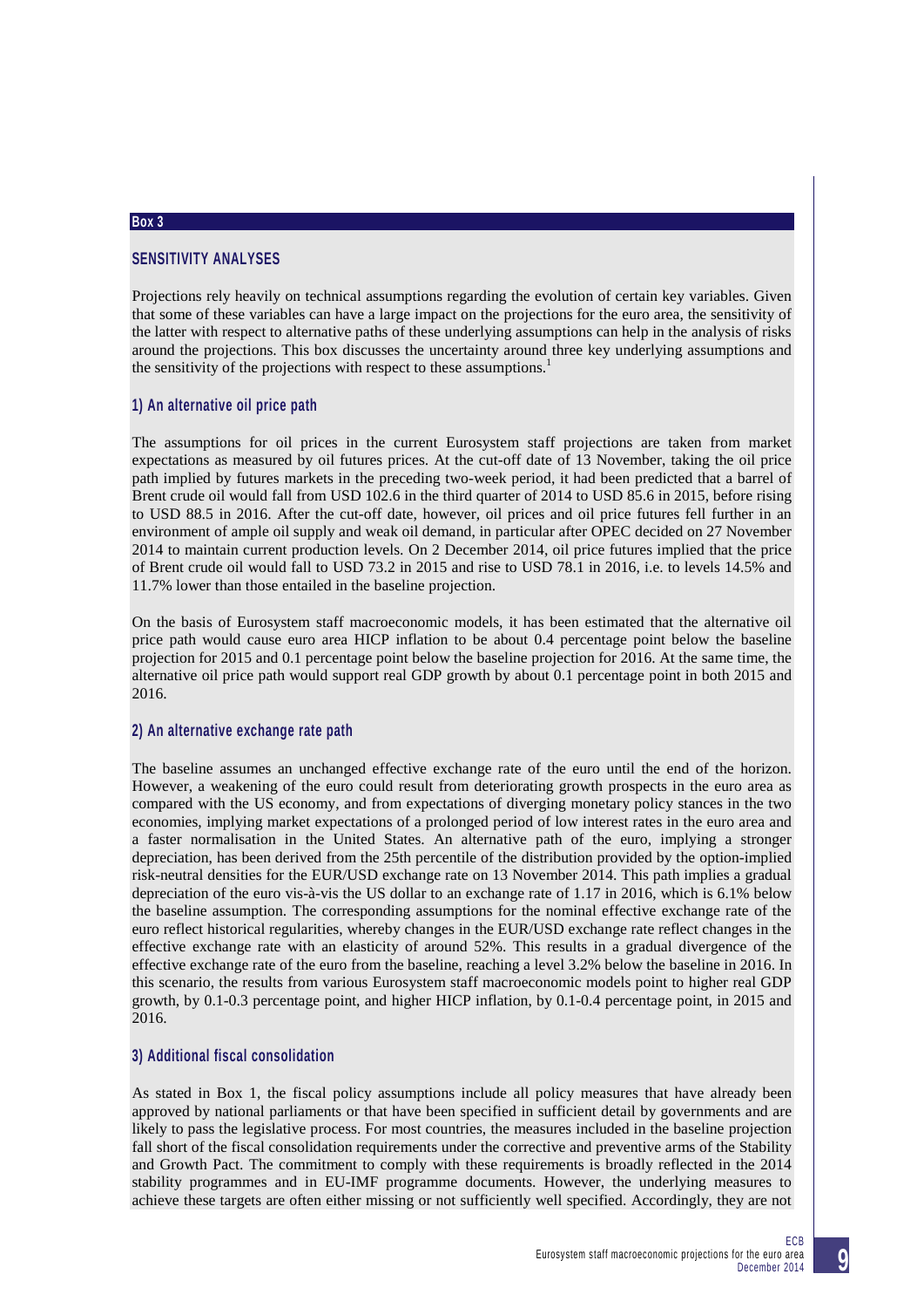**Box 3**

## SENSITIVITY ANALYSES

Projections rely heavily on technical assumptions regarding the evolution of certain key variables. Given that some of these variables can have a large impact on the projections for the euro area, the sensitivity of the latter with respect to alternative paths of these underlying assumptions can help in the analysis of risks around the projections. This box discusses the uncertainty around three key underlying assumptions and the sensitivity of the projections with respect to these assumptions.[1]

### 1) An alternative oil price path

The assumptions for oil prices in the current Eurosystem staff projections are taken from market expectations as measured by oil futures prices. At the cut-off date of 13 November, taking the oil price path implied by futures markets in the preceding two-week period, it had been predicted that a barrel of Brent crude oil would fall from USD 102.6 in the third quarter of 2014 to USD 85.6 in 2015, before rising to USD 88.5 in 2016. After the cut-off date, however, oil prices and oil price futures fell further in an environment of ample oil supply and weak oil demand, in particular after OPEC decided on 27 November 2014 to maintain current production levels. On 2 December 2014, oil price futures implied that the price of Brent crude oil would fall to USD 73.2 in 2015 and rise to USD 78.1 in 2016, i.e. to levels 14.5% and 11.7% lower than those entailed in the baseline projection.

On the basis of Eurosystem staff macroeconomic models, it has been estimated that the alternative oil price path would cause euro area HICP inflation to be about 0.4 percentage point below the baseline projection for 2015 and 0.1 percentage point below the baseline projection for 2016. At the same time, the alternative oil price path would support real GDP growth by about 0.1 percentage point in both 2015 and 2016.

### 2) An alternative exchange rate path

The baseline assumes an unchanged effective exchange rate of the euro until the end of the horizon. However, a weakening of the euro could result from deteriorating growth prospects in the euro area as compared with the US economy, and from expectations of diverging monetary policy stances in the two economies, implying market expectations of a prolonged period of low interest rates in the euro area and a faster normalisation in the United States. An alternative path of the euro, implying a stronger depreciation, has been derived from the 25th percentile of the distribution provided by the option-implied risk-neutral densities for the EUR/USD exchange rate on 13 November 2014. This path implies a gradual depreciation of the euro vis-à-vis the US dollar to an exchange rate of 1.17 in 2016, which is 6.1% below the baseline assumption. The corresponding assumptions for the nominal effective exchange rate of the euro reflect historical regularities, whereby changes in the EUR/USD exchange rate reflect changes in the effective exchange rate with an elasticity of around 52%. This results in a gradual divergence of the effective exchange rate of the euro from the baseline, reaching a level 3.2% below the baseline in 2016. In this scenario, the results from various Eurosystem staff macroeconomic models point to higher real GDP growth, by 0.1-0.3 percentage point, and higher HICP inflation, by 0.1-0.4 percentage point, in 2015 and 2016.

### 3) Additional fiscal consolidation

As stated in Box 1, the fiscal policy assumptions include all policy measures that have already been approved by national parliaments or that have been specified in sufficient detail by governments and are likely to pass the legislative process. For most countries, the measures included in the baseline projection fall short of the fiscal consolidation requirements under the corrective and preventive arms of the Stability and Growth Pact. The commitment to comply with these requirements is broadly reflected in the 2014 stability programmes and in EU-IMF programme documents. However, the underlying measures to achieve these targets are often either missing or not sufficiently well specified. Accordingly, they are not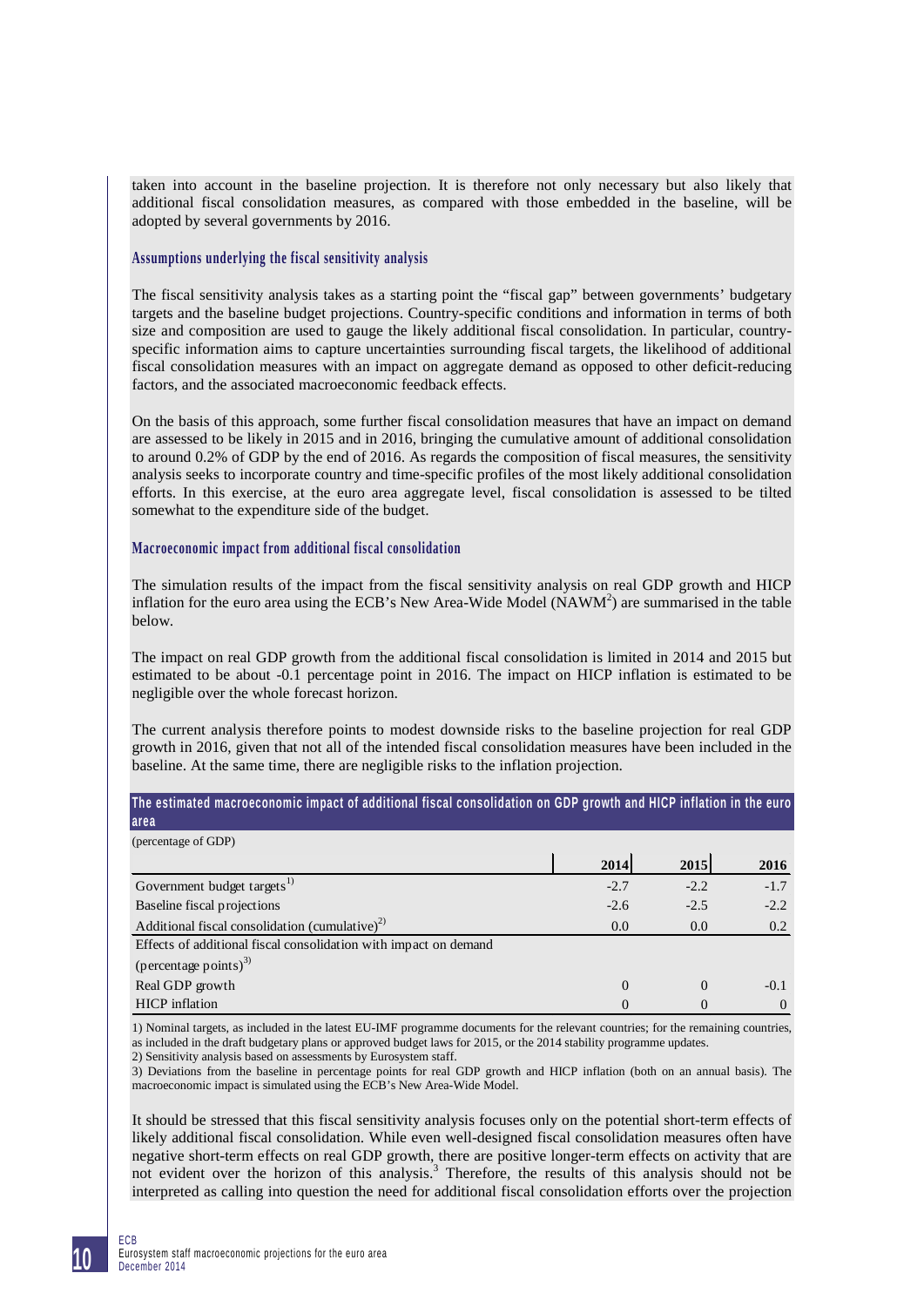taken into account in the baseline projection. It is therefore not only necessary but also likely that additional fiscal consolidation measures, as compared with those embedded in the baseline, will be adopted by several governments by 2016.

### Assumptions underlying the fiscal sensitivity analysis

The fiscal sensitivity analysis takes as a starting point the "fiscal gap" between governments' budgetary targets and the baseline budget projections. Country-specific conditions and information in terms of both size and composition are used to gauge the likely additional fiscal consolidation. In particular, country-specific information aims to capture uncertainties surrounding fiscal targets, the likelihood of additional fiscal consolidation measures with an impact on aggregate demand as opposed to other deficit-reducing factors, and the associated macroeconomic feedback effects.

On the basis of this approach, some further fiscal consolidation measures that have an impact on demand are assessed to be likely in 2015 and in 2016, bringing the cumulative amount of additional consolidation to around 0.2% of GDP by the end of 2016. As regards the composition of fiscal measures, the sensitivity analysis seeks to incorporate country and time-specific profiles of the most likely additional consolidation efforts. In this exercise, at the euro area aggregate level, fiscal consolidation is assessed to be tilted somewhat to the expenditure side of the budget.

### Macroeconomic impact from additional fiscal consolidation

The simulation results of the impact from the fiscal sensitivity analysis on real GDP growth and HICP inflation for the euro area using the ECB's New Area-Wide Model (NAWM[2]) are summarised in the table below.

The impact on real GDP growth from the additional fiscal consolidation is limited in 2014 and 2015 but estimated to be about -0.1 percentage point in 2016. The impact on HICP inflation is estimated to be negligible over the whole forecast horizon.

The current analysis therefore points to modest downside risks to the baseline projection for real GDP growth in 2016, given that not all of the intended fiscal consolidation measures have been included in the baseline. At the same time, there are negligible risks to the inflation projection.

**The estimated macroeconomic impact of additional fiscal consolidation on GDP growth and HICP inflation in the euro area**

(percentage of GDP)

| | 2014 | 2015 | 2016 |
|---|---|---|---|
| Government budget targets[1)] | -2.7 | -2.2 | -1.7 |
| Baseline fiscal projections | -2.6 | -2.5 | -2.2 |
| Additional fiscal consolidation (cumulative)[2)] | 0.0 | 0.0 | 0.2 |
| Effects of additional fiscal consolidation with impact on demand (percentage points)[3)] | | | |
| Real GDP growth | 0 | 0 | -0.1 |
| HICP inflation | 0 | 0 | 0 |

1) Nominal targets, as included in the latest EU-IMF programme documents for the relevant countries; for the remaining countries, as included in the draft budgetary plans or approved budget laws for 2015, or the 2014 stability programme updates.
2) Sensitivity analysis based on assessments by Eurosystem staff.
3) Deviations from the baseline in percentage points for real GDP growth and HICP inflation (both on an annual basis). The macroeconomic impact is simulated using the ECB's New Area-Wide Model.

It should be stressed that this fiscal sensitivity analysis focuses only on the potential short-term effects of likely additional fiscal consolidation. While even well-designed fiscal consolidation measures often have negative short-term effects on real GDP growth, there are positive longer-term effects on activity that are not evident over the horizon of this analysis.[3] Therefore, the results of this analysis should not be interpreted as calling into question the need for additional fiscal consolidation efforts over the projection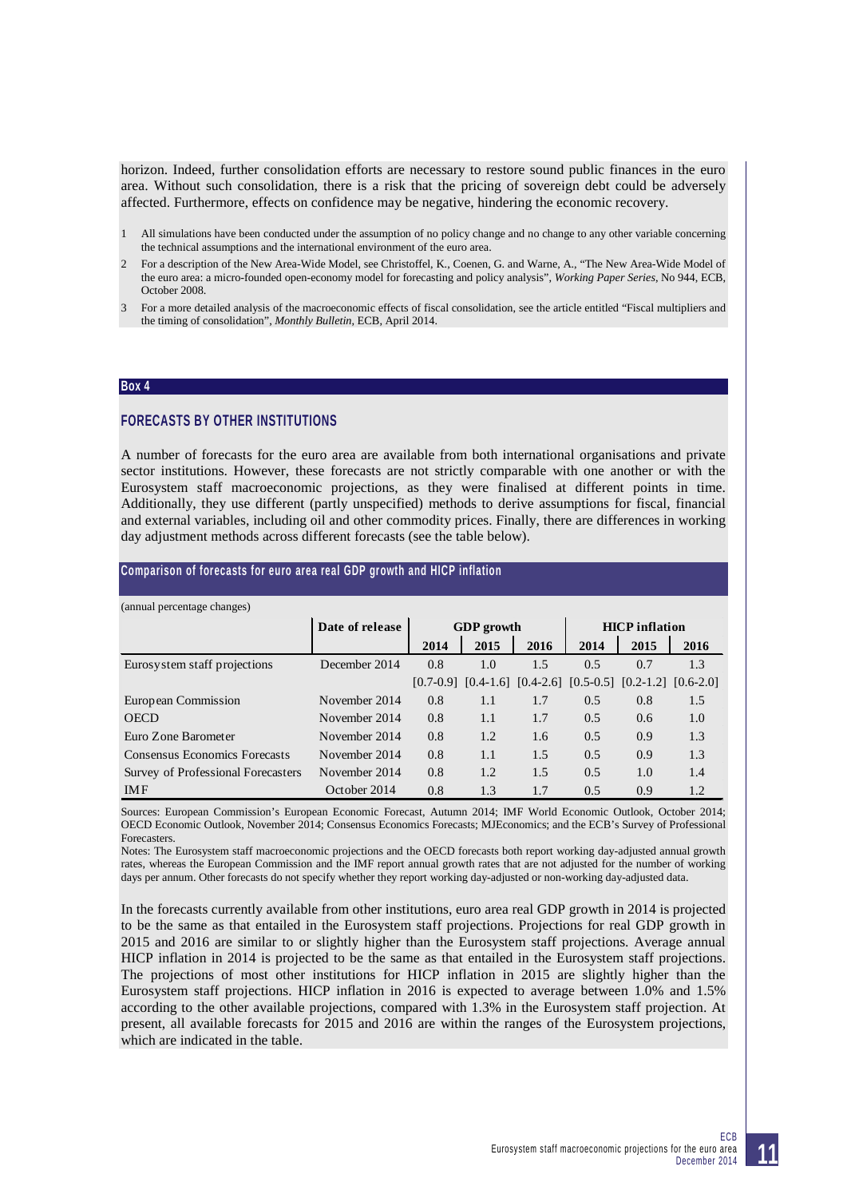horizon. Indeed, further consolidation efforts are necessary to restore sound public finances in the euro area. Without such consolidation, there is a risk that the pricing of sovereign debt could be adversely affected. Furthermore, effects on confidence may be negative, hindering the economic recovery.

1 All simulations have been conducted under the assumption of no policy change and no change to any other variable concerning the technical assumptions and the international environment of the euro area.

2 For a description of the New Area-Wide Model, see Christoffel, K., Coenen, G. and Warne, A., "The New Area-Wide Model of the euro area: a micro-founded open-economy model for forecasting and policy analysis", *Working Paper Series*, No 944, ECB, October 2008.

3 For a more detailed analysis of the macroeconomic effects of fiscal consolidation, see the article entitled "Fiscal multipliers and the timing of consolidation", *Monthly Bulletin*, ECB, April 2014.

**Box 4**

## FORECASTS BY OTHER INSTITUTIONS

A number of forecasts for the euro area are available from both international organisations and private sector institutions. However, these forecasts are not strictly comparable with one another or with the Eurosystem staff macroeconomic projections, as they were finalised at different points in time. Additionally, they use different (partly unspecified) methods to derive assumptions for fiscal, financial and external variables, including oil and other commodity prices. Finally, there are differences in working day adjustment methods across different forecasts (see the table below).

**Comparison of forecasts for euro area real GDP growth and HICP inflation**

(annual percentage changes)

| | Date of release | GDP growth | | | HICP inflation | | |
|---|---|---|---|---|---|---|---|
| | | 2014 | 2015 | 2016 | 2014 | 2015 | 2016 |
| Eurosystem staff projections | December 2014 | 0.8 | 1.0 | 1.5 | 0.5 | 0.7 | 1.3 |
| | | [0.7-0.9] | [0.4-1.6] | [0.4-2.6] | [0.5-0.5] | [0.2-1.2] | [0.6-2.0] |
| European Commission | November 2014 | 0.8 | 1.1 | 1.7 | 0.5 | 0.8 | 1.5 |
| OECD | November 2014 | 0.8 | 1.1 | 1.7 | 0.5 | 0.6 | 1.0 |
| Euro Zone Barometer | November 2014 | 0.8 | 1.2 | 1.6 | 0.5 | 0.9 | 1.3 |
| Consensus Economics Forecasts | November 2014 | 0.8 | 1.1 | 1.5 | 0.5 | 0.9 | 1.3 |
| Survey of Professional Forecasters | November 2014 | 0.8 | 1.2 | 1.5 | 0.5 | 1.0 | 1.4 |
| IMF | October 2014 | 0.8 | 1.3 | 1.7 | 0.5 | 0.9 | 1.2 |

Sources: European Commission's European Economic Forecast, Autumn 2014; IMF World Economic Outlook, October 2014; OECD Economic Outlook, November 2014; Consensus Economics Forecasts; MJEconomics; and the ECB's Survey of Professional Forecasters.

Notes: The Eurosystem staff macroeconomic projections and the OECD forecasts both report working day-adjusted annual growth rates, whereas the European Commission and the IMF report annual growth rates that are not adjusted for the number of working days per annum. Other forecasts do not specify whether they report working day-adjusted or non-working day-adjusted data.

In the forecasts currently available from other institutions, euro area real GDP growth in 2014 is projected to be the same as that entailed in the Eurosystem staff projections. Projections for real GDP growth in 2015 and 2016 are similar to or slightly higher than the Eurosystem staff projections. Average annual HICP inflation in 2014 is projected to be the same as that entailed in the Eurosystem staff projections. The projections of most other institutions for HICP inflation in 2015 are slightly higher than the Eurosystem staff projections. HICP inflation in 2016 is expected to average between 1.0% and 1.5% according to the other available projections, compared with 1.3% in the Eurosystem staff projection. At present, all available forecasts for 2015 and 2016 are within the ranges of the Eurosystem projections, which are indicated in the table.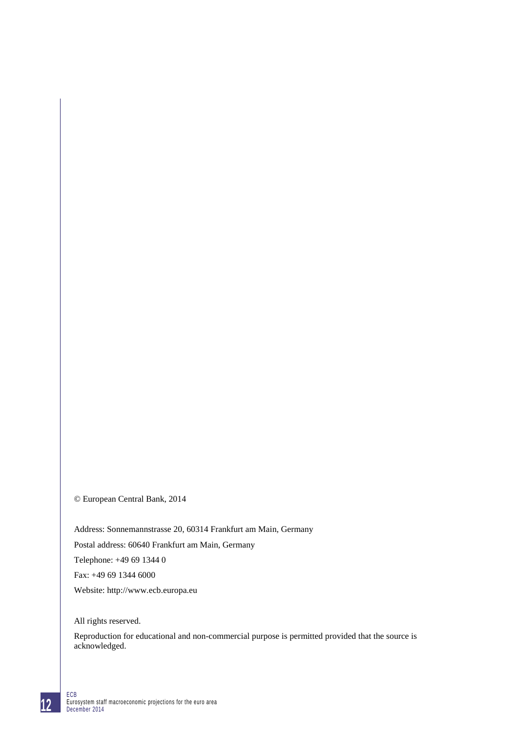© European Central Bank, 2014

Address: Sonnemannstrasse 20, 60314 Frankfurt am Main, Germany

Postal address: 60640 Frankfurt am Main, Germany

Telephone: +49 69 1344 0

Fax: +49 69 1344 6000

Website: http://www.ecb.europa.eu

All rights reserved.

Reproduction for educational and non-commercial purpose is permitted provided that the source is acknowledged.